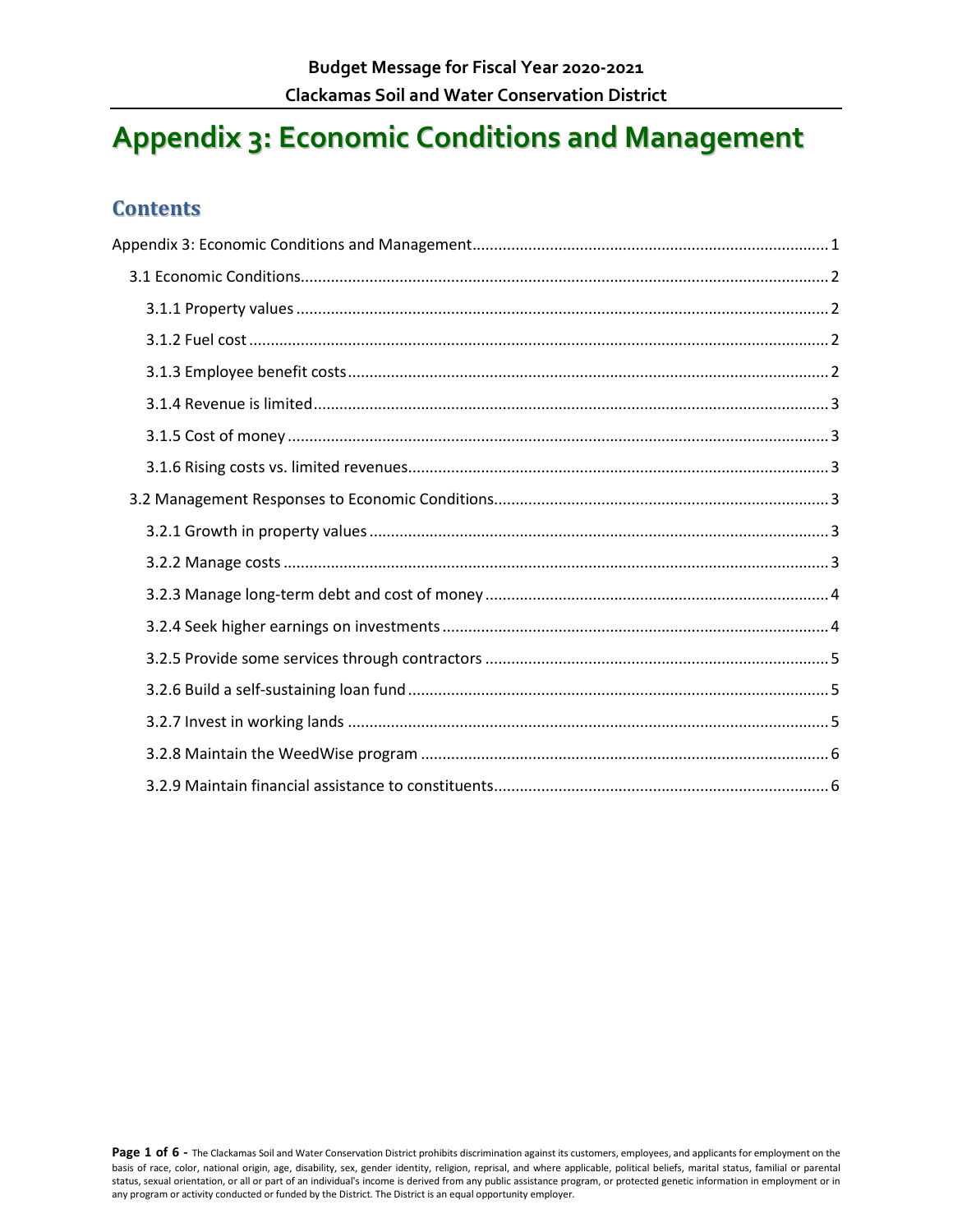# Appendix 3: Economic Conditions and Management

## Contents

Appendix 3: Economic Conditions and Management ........ 1

- 3.1 Economic Conditions ........ 2
  - 3.1.1 Property values ........ 2
  - 3.1.2 Fuel cost ........ 2
  - 3.1.3 Employee benefit costs ........ 2
  - 3.1.4 Revenue is limited ........ 3
  - 3.1.5 Cost of money ........ 3
  - 3.1.6 Rising costs vs. limited revenues ........ 3
- 3.2 Management Responses to Economic Conditions ........ 3
  - 3.2.1 Growth in property values ........ 3
  - 3.2.2 Manage costs ........ 3
  - 3.2.3 Manage long-term debt and cost of money ........ 4
  - 3.2.4 Seek higher earnings on investments ........ 4
  - 3.2.5 Provide some services through contractors ........ 5
  - 3.2.6 Build a self-sustaining loan fund ........ 5
  - 3.2.7 Invest in working lands ........ 5
  - 3.2.8 Maintain the WeedWise program ........ 6
  - 3.2.9 Maintain financial assistance to constituents ........ 6

The Clackamas Soil and Water Conservation District prohibits discrimination against its customers, employees, and applicants for employment on the basis of race, color, national origin, age, disability, sex, gender identity, religion, reprisal, and where applicable, political beliefs, marital status, familial or parental status, sexual orientation, or all or part of an individual's income is derived from any public assistance program, or protected genetic information in employment or in any program or activity conducted or funded by the District. The District is an equal opportunity employer.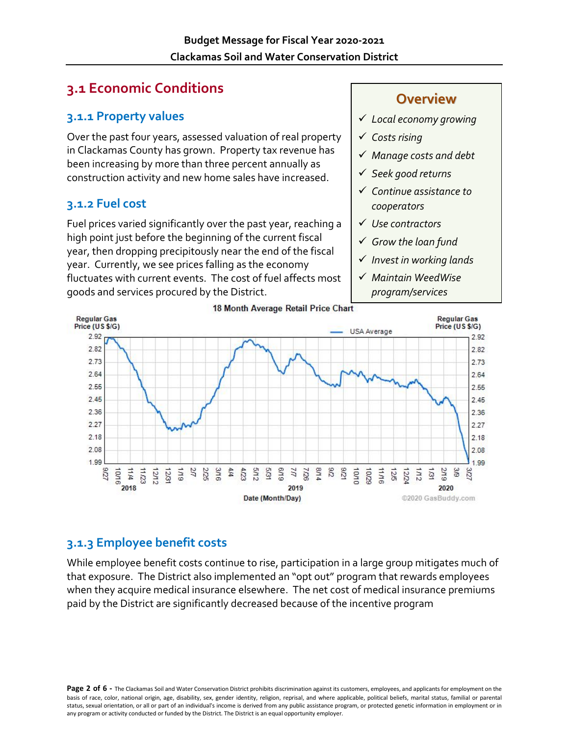## 3.1 Economic Conditions

### 3.1.1 Property values

Over the past four years, assessed valuation of real property in Clackamas County has grown. Property tax revenue has been increasing by more than three percent annually as construction activity and new home sales have increased.

### 3.1.2 Fuel cost

Fuel prices varied significantly over the past year, reaching a high point just before the beginning of the current fiscal year, then dropping precipitously near the end of the fiscal year. Currently, we see prices falling as the economy fluctuates with current events. The cost of fuel affects most goods and services procured by the District.

> **Overview**
>
> - ✓ *Local economy growing*
> - ✓ *Costs rising*
> - ✓ *Manage costs and debt*
> - ✓ *Seek good returns*
> - ✓ *Continue assistance to cooperators*
> - ✓ *Use contractors*
> - ✓ *Grow the loan fund*
> - ✓ *Invest in working lands*
> - ✓ *Maintain WeedWise program/services*

18 Month Average Retail Price Chart

### 3.1.3 Employee benefit costs

While employee benefit costs continue to rise, participation in a large group mitigates much of that exposure. The District also implemented an "opt out" program that rewards employees when they acquire medical insurance elsewhere. The net cost of medical insurance premiums paid by the District are significantly decreased because of the incentive program

The Clackamas Soil and Water Conservation District prohibits discrimination against its customers, employees, and applicants for employment on the basis of race, color, national origin, age, disability, sex, gender identity, religion, reprisal, and where applicable, political beliefs, marital status, familial or parental status, sexual orientation, or all or part of an individual's income is derived from any public assistance program, or protected genetic information in employment or in any program or activity conducted or funded by the District. The District is an equal opportunity employer.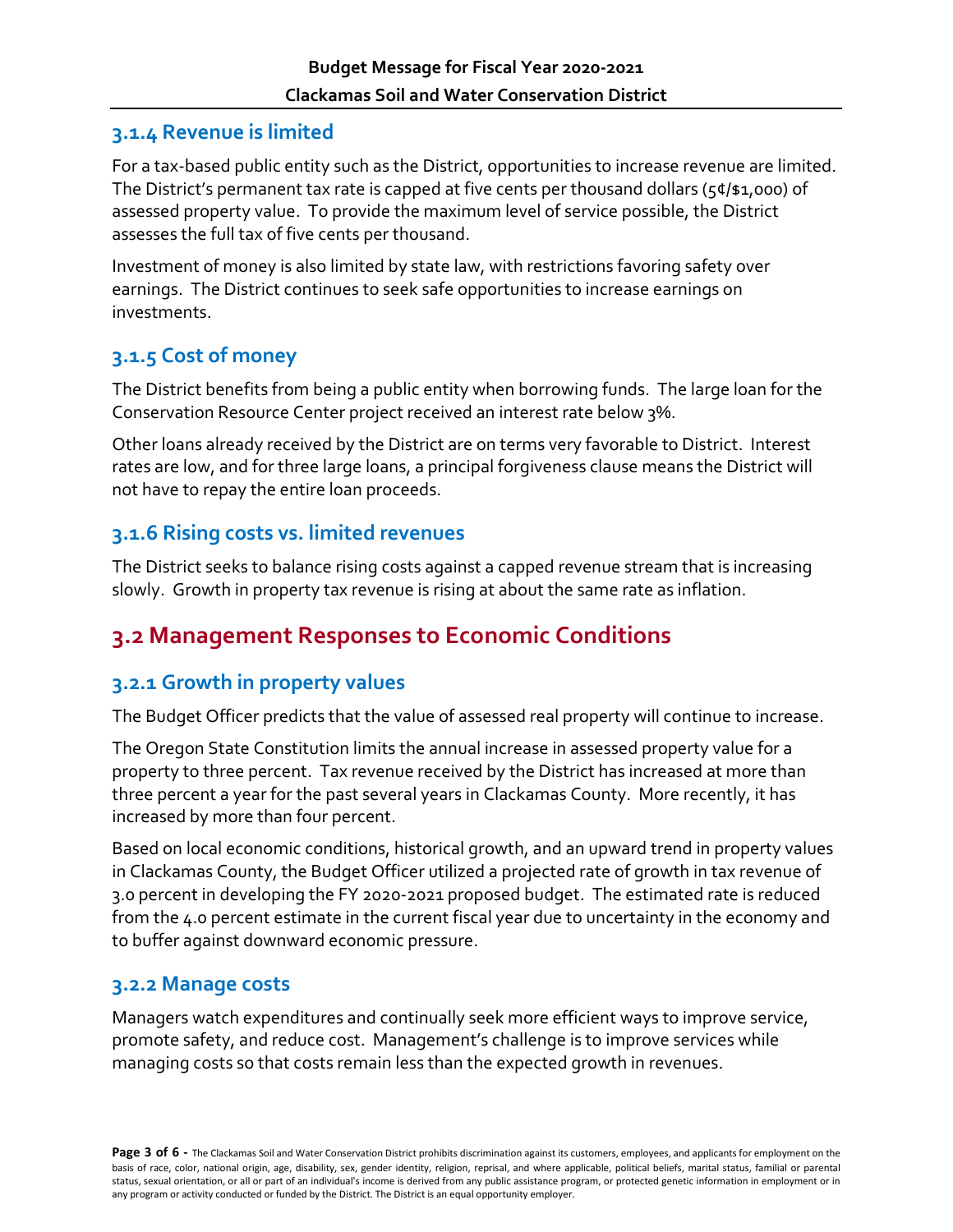### 3.1.4 Revenue is limited

For a tax-based public entity such as the District, opportunities to increase revenue are limited. The District's permanent tax rate is capped at five cents per thousand dollars (5¢/$1,000) of assessed property value. To provide the maximum level of service possible, the District assesses the full tax of five cents per thousand.

Investment of money is also limited by state law, with restrictions favoring safety over earnings. The District continues to seek safe opportunities to increase earnings on investments.

### 3.1.5 Cost of money

The District benefits from being a public entity when borrowing funds. The large loan for the Conservation Resource Center project received an interest rate below 3%.

Other loans already received by the District are on terms very favorable to District. Interest rates are low, and for three large loans, a principal forgiveness clause means the District will not have to repay the entire loan proceeds.

### 3.1.6 Rising costs vs. limited revenues

The District seeks to balance rising costs against a capped revenue stream that is increasing slowly. Growth in property tax revenue is rising at about the same rate as inflation.

## 3.2 Management Responses to Economic Conditions

### 3.2.1 Growth in property values

The Budget Officer predicts that the value of assessed real property will continue to increase.

The Oregon State Constitution limits the annual increase in assessed property value for a property to three percent. Tax revenue received by the District has increased at more than three percent a year for the past several years in Clackamas County. More recently, it has increased by more than four percent.

Based on local economic conditions, historical growth, and an upward trend in property values in Clackamas County, the Budget Officer utilized a projected rate of growth in tax revenue of 3.0 percent in developing the FY 2020-2021 proposed budget. The estimated rate is reduced from the 4.0 percent estimate in the current fiscal year due to uncertainty in the economy and to buffer against downward economic pressure.

### 3.2.2 Manage costs

Managers watch expenditures and continually seek more efficient ways to improve service, promote safety, and reduce cost. Management's challenge is to improve services while managing costs so that costs remain less than the expected growth in revenues.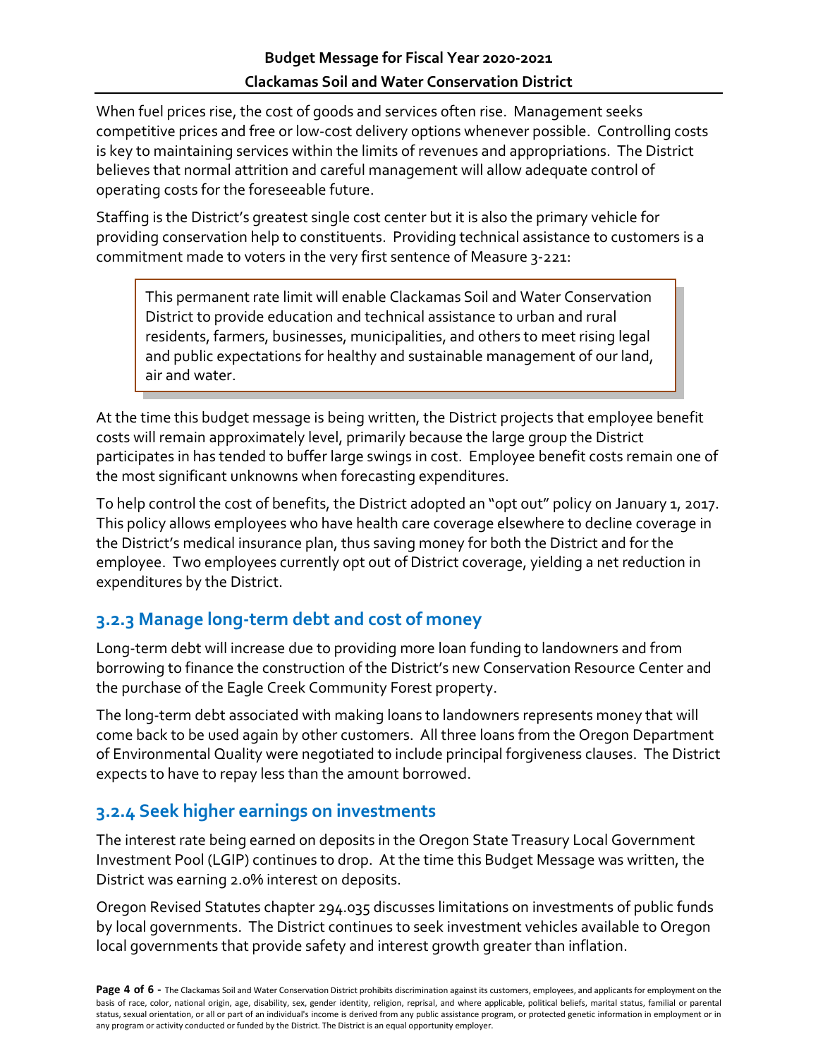When fuel prices rise, the cost of goods and services often rise. Management seeks competitive prices and free or low-cost delivery options whenever possible. Controlling costs is key to maintaining services within the limits of revenues and appropriations. The District believes that normal attrition and careful management will allow adequate control of operating costs for the foreseeable future.

Staffing is the District's greatest single cost center but it is also the primary vehicle for providing conservation help to constituents. Providing technical assistance to customers is a commitment made to voters in the very first sentence of Measure 3-221:

> This permanent rate limit will enable Clackamas Soil and Water Conservation District to provide education and technical assistance to urban and rural residents, farmers, businesses, municipalities, and others to meet rising legal and public expectations for healthy and sustainable management of our land, air and water.

At the time this budget message is being written, the District projects that employee benefit costs will remain approximately level, primarily because the large group the District participates in has tended to buffer large swings in cost. Employee benefit costs remain one of the most significant unknowns when forecasting expenditures.

To help control the cost of benefits, the District adopted an "opt out" policy on January 1, 2017. This policy allows employees who have health care coverage elsewhere to decline coverage in the District's medical insurance plan, thus saving money for both the District and for the employee. Two employees currently opt out of District coverage, yielding a net reduction in expenditures by the District.

## 3.2.3 Manage long-term debt and cost of money

Long-term debt will increase due to providing more loan funding to landowners and from borrowing to finance the construction of the District's new Conservation Resource Center and the purchase of the Eagle Creek Community Forest property.

The long-term debt associated with making loans to landowners represents money that will come back to be used again by other customers. All three loans from the Oregon Department of Environmental Quality were negotiated to include principal forgiveness clauses. The District expects to have to repay less than the amount borrowed.

## 3.2.4 Seek higher earnings on investments

The interest rate being earned on deposits in the Oregon State Treasury Local Government Investment Pool (LGIP) continues to drop. At the time this Budget Message was written, the District was earning 2.0% interest on deposits.

Oregon Revised Statutes chapter 294.035 discusses limitations on investments of public funds by local governments. The District continues to seek investment vehicles available to Oregon local governments that provide safety and interest growth greater than inflation.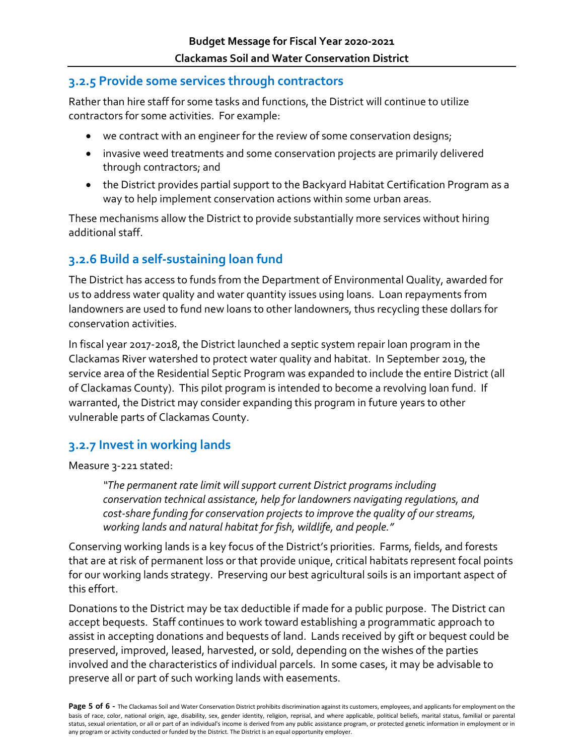### 3.2.5 Provide some services through contractors

Rather than hire staff for some tasks and functions, the District will continue to utilize contractors for some activities. For example:

- we contract with an engineer for the review of some conservation designs;
- invasive weed treatments and some conservation projects are primarily delivered through contractors; and
- the District provides partial support to the Backyard Habitat Certification Program as a way to help implement conservation actions within some urban areas.

These mechanisms allow the District to provide substantially more services without hiring additional staff.

### 3.2.6 Build a self-sustaining loan fund

The District has access to funds from the Department of Environmental Quality, awarded for us to address water quality and water quantity issues using loans. Loan repayments from landowners are used to fund new loans to other landowners, thus recycling these dollars for conservation activities.

In fiscal year 2017-2018, the District launched a septic system repair loan program in the Clackamas River watershed to protect water quality and habitat. In September 2019, the service area of the Residential Septic Program was expanded to include the entire District (all of Clackamas County). This pilot program is intended to become a revolving loan fund. If warranted, the District may consider expanding this program in future years to other vulnerable parts of Clackamas County.

### 3.2.7 Invest in working lands

Measure 3-221 stated:

> *"The permanent rate limit will support current District programs including conservation technical assistance, help for landowners navigating regulations, and cost-share funding for conservation projects to improve the quality of our streams, working lands and natural habitat for fish, wildlife, and people."*

Conserving working lands is a key focus of the District's priorities. Farms, fields, and forests that are at risk of permanent loss or that provide unique, critical habitats represent focal points for our working lands strategy. Preserving our best agricultural soils is an important aspect of this effort.

Donations to the District may be tax deductible if made for a public purpose. The District can accept bequests. Staff continues to work toward establishing a programmatic approach to assist in accepting donations and bequests of land. Lands received by gift or bequest could be preserved, improved, leased, harvested, or sold, depending on the wishes of the parties involved and the characteristics of individual parcels. In some cases, it may be advisable to preserve all or part of such working lands with easements.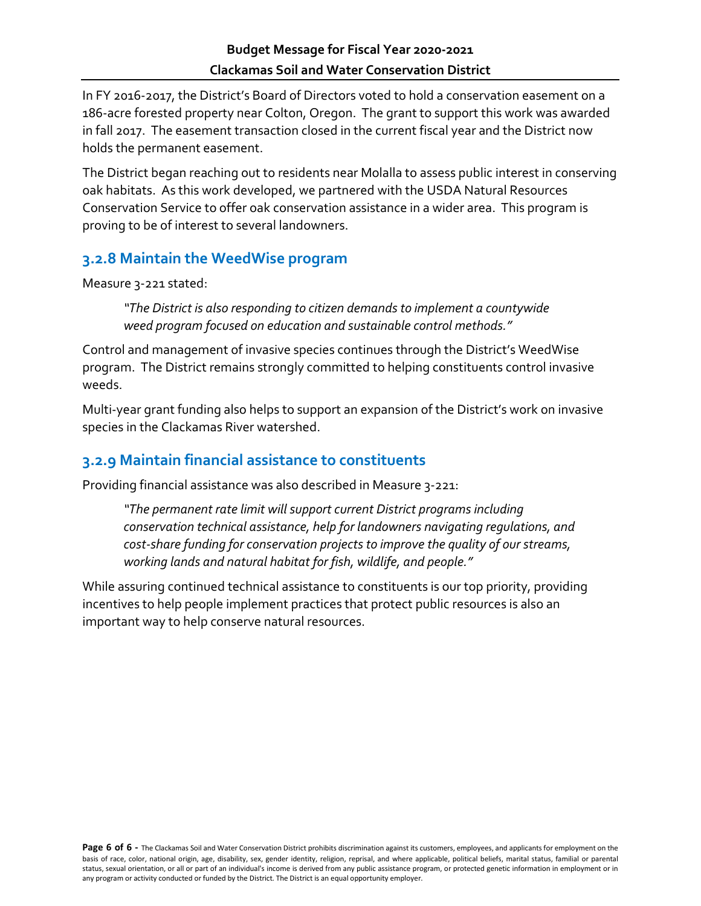In FY 2016-2017, the District's Board of Directors voted to hold a conservation easement on a 186-acre forested property near Colton, Oregon. The grant to support this work was awarded in fall 2017. The easement transaction closed in the current fiscal year and the District now holds the permanent easement.

The District began reaching out to residents near Molalla to assess public interest in conserving oak habitats. As this work developed, we partnered with the USDA Natural Resources Conservation Service to offer oak conservation assistance in a wider area. This program is proving to be of interest to several landowners.

## 3.2.8 Maintain the WeedWise program

Measure 3-221 stated:

> *"The District is also responding to citizen demands to implement a countywide weed program focused on education and sustainable control methods."*

Control and management of invasive species continues through the District's WeedWise program. The District remains strongly committed to helping constituents control invasive weeds.

Multi-year grant funding also helps to support an expansion of the District's work on invasive species in the Clackamas River watershed.

## 3.2.9 Maintain financial assistance to constituents

Providing financial assistance was also described in Measure 3-221:

> *"The permanent rate limit will support current District programs including conservation technical assistance, help for landowners navigating regulations, and cost-share funding for conservation projects to improve the quality of our streams, working lands and natural habitat for fish, wildlife, and people."*

While assuring continued technical assistance to constituents is our top priority, providing incentives to help people implement practices that protect public resources is also an important way to help conserve natural resources.